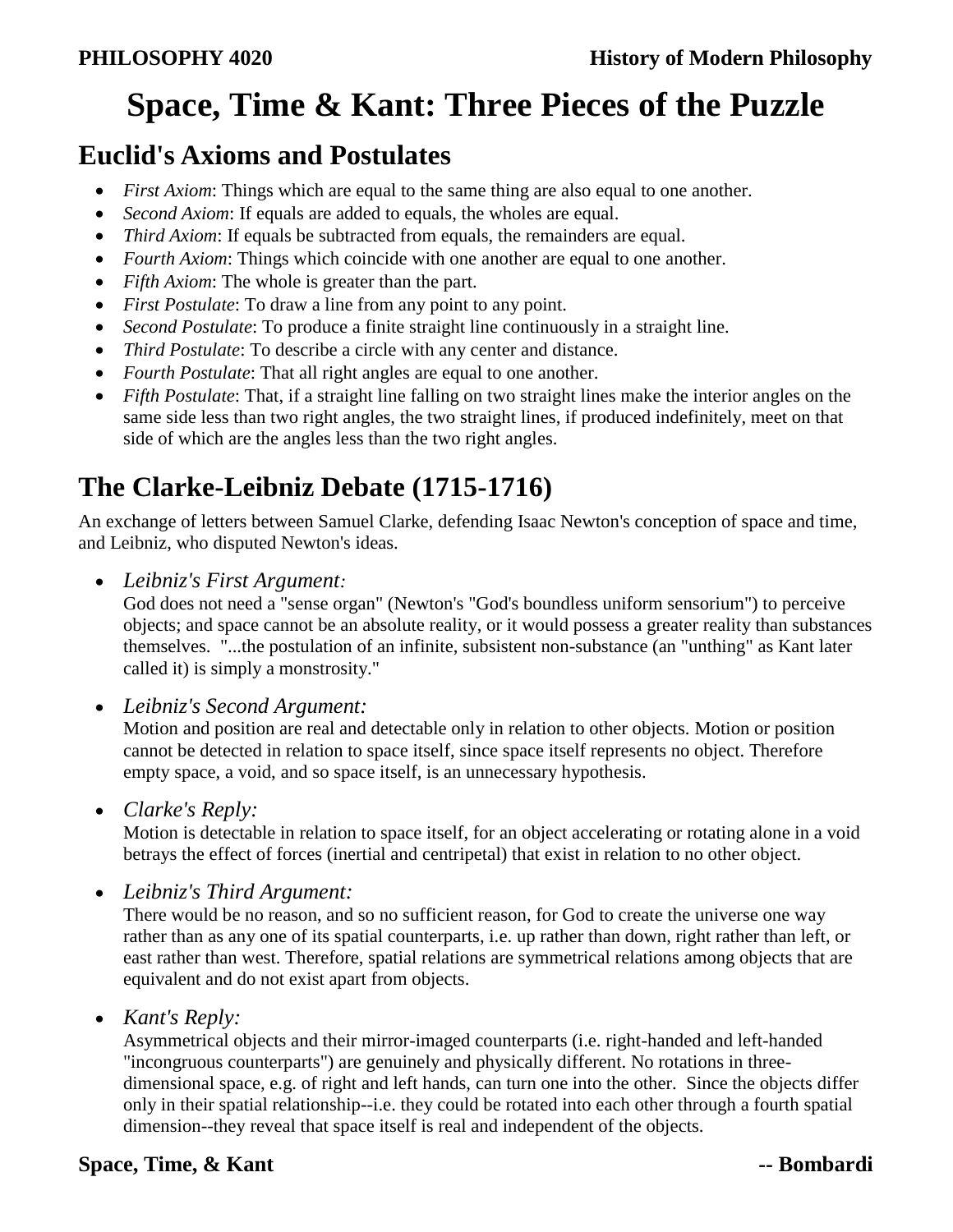# Space, Time & Kant: Three Pieces of the Puzzle

## Euclid's Axioms and Postulates

- *First Axiom*: Things which are equal to the same thing are also equal to one another.
- *Second Axiom*: If equals are added to equals, the wholes are equal.
- *Third Axiom*: If equals be subtracted from equals, the remainders are equal.
- *Fourth Axiom*: Things which coincide with one another are equal to one another.
- *Fifth Axiom*: The whole is greater than the part.
- *First Postulate*: To draw a line from any point to any point.
- *Second Postulate*: To produce a finite straight line continuously in a straight line.
- *Third Postulate*: To describe a circle with any center and distance.
- *Fourth Postulate*: That all right angles are equal to one another.
- *Fifth Postulate*: That, if a straight line falling on two straight lines make the interior angles on the same side less than two right angles, the two straight lines, if produced indefinitely, meet on that side of which are the angles less than the two right angles.

## The Clarke-Leibniz Debate (1715-1716)

An exchange of letters between Samuel Clarke, defending Isaac Newton's conception of space and time, and Leibniz, who disputed Newton's ideas.

- *Leibniz's First Argument:*
  God does not need a "sense organ" (Newton's "God's boundless uniform sensorium") to perceive objects; and space cannot be an absolute reality, or it would possess a greater reality than substances themselves. "...the postulation of an infinite, subsistent non-substance (an "unthing" as Kant later called it) is simply a monstrosity."

- *Leibniz's Second Argument:*
  Motion and position are real and detectable only in relation to other objects. Motion or position cannot be detected in relation to space itself, since space itself represents no object. Therefore empty space, a void, and so space itself, is an unnecessary hypothesis.

- *Clarke's Reply:*
  Motion is detectable in relation to space itself, for an object accelerating or rotating alone in a void betrays the effect of forces (inertial and centripetal) that exist in relation to no other object.

- *Leibniz's Third Argument:*
  There would be no reason, and so no sufficient reason, for God to create the universe one way rather than as any one of its spatial counterparts, i.e. up rather than down, right rather than left, or east rather than west. Therefore, spatial relations are symmetrical relations among objects that are equivalent and do not exist apart from objects.

- *Kant's Reply:*
  Asymmetrical objects and their mirror-imaged counterparts (i.e. right-handed and left-handed "incongruous counterparts") are genuinely and physically different. No rotations in three-dimensional space, e.g. of right and left hands, can turn one into the other. Since the objects differ only in their spatial relationship--i.e. they could be rotated into each other through a fourth spatial dimension--they reveal that space itself is real and independent of the objects.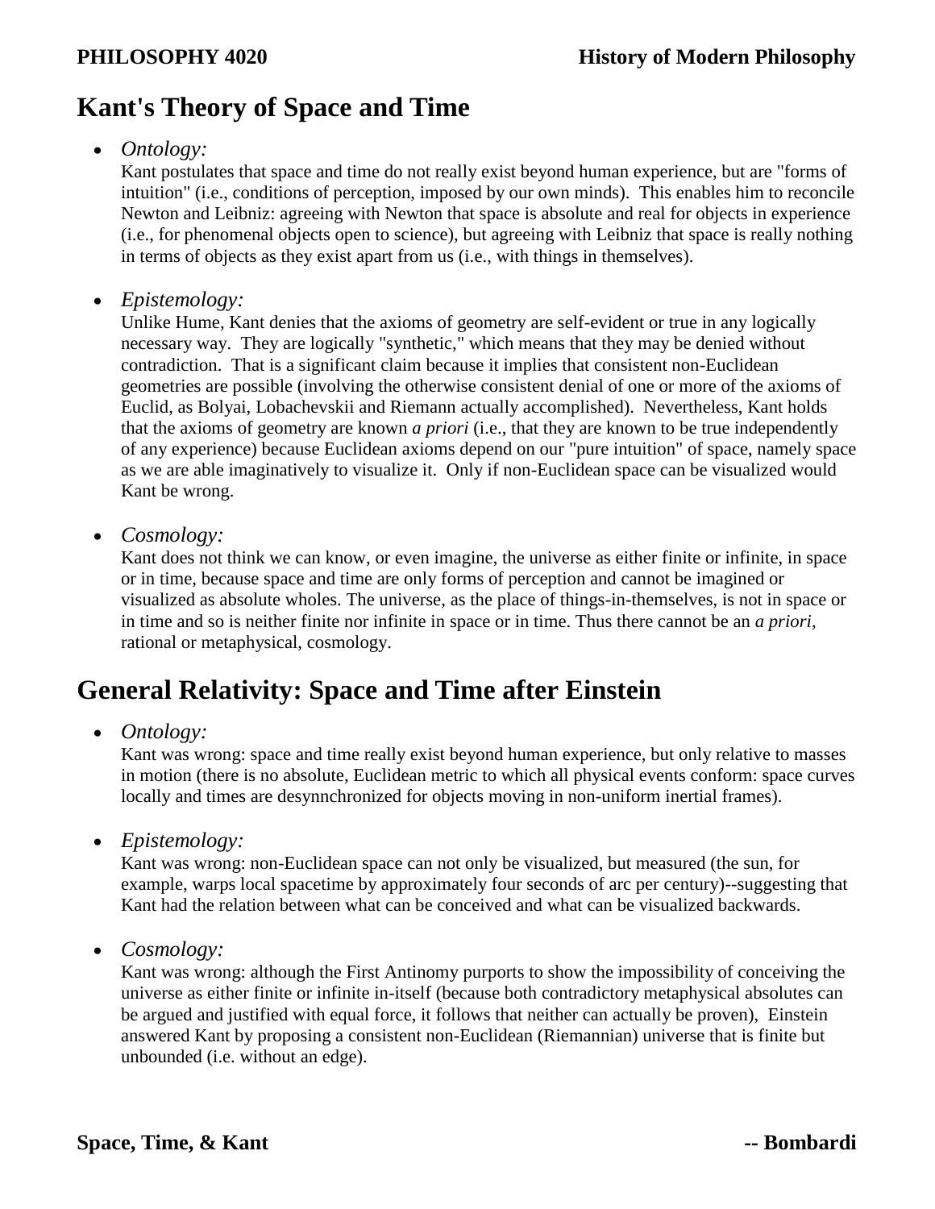# Kant's Theory of Space and Time

- *Ontology:*
  Kant postulates that space and time do not really exist beyond human experience, but are "forms of intuition" (i.e., conditions of perception, imposed by our own minds). This enables him to reconcile Newton and Leibniz: agreeing with Newton that space is absolute and real for objects in experience (i.e., for phenomenal objects open to science), but agreeing with Leibniz that space is really nothing in terms of objects as they exist apart from us (i.e., with things in themselves).

- *Epistemology:*
  Unlike Hume, Kant denies that the axioms of geometry are self-evident or true in any logically necessary way. They are logically "synthetic," which means that they may be denied without contradiction. That is a significant claim because it implies that consistent non-Euclidean geometries are possible (involving the otherwise consistent denial of one or more of the axioms of Euclid, as Bolyai, Lobachevskii and Riemann actually accomplished). Nevertheless, Kant holds that the axioms of geometry are known *a priori* (i.e., that they are known to be true independently of any experience) because Euclidean axioms depend on our "pure intuition" of space, namely space as we are able imaginatively to visualize it. Only if non-Euclidean space can be visualized would Kant be wrong.

- *Cosmology:*
  Kant does not think we can know, or even imagine, the universe as either finite or infinite, in space or in time, because space and time are only forms of perception and cannot be imagined or visualized as absolute wholes. The universe, as the place of things-in-themselves, is not in space or in time and so is neither finite nor infinite in space or in time. Thus there cannot be an *a priori*, rational or metaphysical, cosmology.

# General Relativity: Space and Time after Einstein

- *Ontology:*
  Kant was wrong: space and time really exist beyond human experience, but only relative to masses in motion (there is no absolute, Euclidean metric to which all physical events conform: space curves locally and times are desynnchronized for objects moving in non-uniform inertial frames).

- *Epistemology:*
  Kant was wrong: non-Euclidean space can not only be visualized, but measured (the sun, for example, warps local spacetime by approximately four seconds of arc per century)--suggesting that Kant had the relation between what can be conceived and what can be visualized backwards.

- *Cosmology:*
  Kant was wrong: although the First Antinomy purports to show the impossibility of conceiving the universe as either finite or infinite in-itself (because both contradictory metaphysical absolutes can be argued and justified with equal force, it follows that neither can actually be proven), Einstein answered Kant by proposing a consistent non-Euclidean (Riemannian) universe that is finite but unbounded (i.e. without an edge).